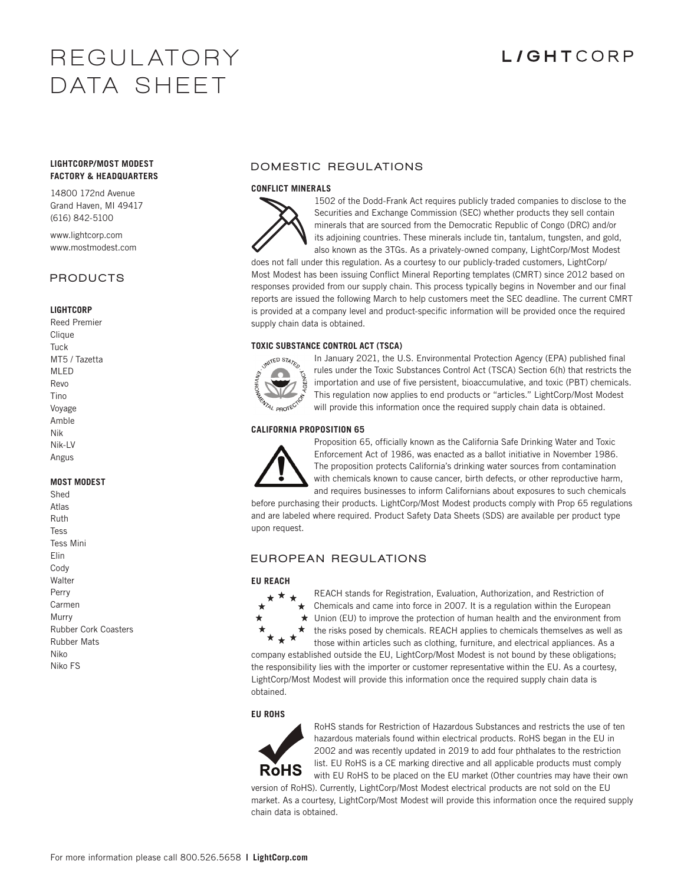# REGULATORY DATA SHEET

LIGHTCORP

**LIGHTCORP/MOST MODEST FACTORY & HEADQUARTERS**

14800 172nd Avenue
Grand Haven, MI 49417
(616) 842-5100

www.lightcorp.com
www.mostmodest.com

## PRODUCTS

**LIGHTCORP**

Reed Premier
Clique
Tuck
MT5 / Tazetta
MLED
Revo
Tino
Voyage
Amble
Nik
Nik-LV
Angus

**MOST MODEST**

Shed
Atlas
Ruth
Tess
Tess Mini
Elin
Cody
Walter
Perry
Carmen
Murry
Rubber Cork Coasters
Rubber Mats
Niko
Niko FS

## DOMESTIC REGULATIONS

### CONFLICT MINERALS

1502 of the Dodd-Frank Act requires publicly traded companies to disclose to the Securities and Exchange Commission (SEC) whether products they sell contain minerals that are sourced from the Democratic Republic of Congo (DRC) and/or its adjoining countries. These minerals include tin, tantalum, tungsten, and gold, also known as the 3TGs. As a privately-owned company, LightCorp/Most Modest does not fall under this regulation. As a courtesy to our publicly-traded customers, LightCorp/Most Modest has been issuing Conflict Mineral Reporting templates (CMRT) since 2012 based on responses provided from our supply chain. This process typically begins in November and our final reports are issued the following March to help customers meet the SEC deadline. The current CMRT is provided at a company level and product-specific information will be provided once the required supply chain data is obtained.

### TOXIC SUBSTANCE CONTROL ACT (TSCA)

In January 2021, the U.S. Environmental Protection Agency (EPA) published final rules under the Toxic Substances Control Act (TSCA) Section 6(h) that restricts the importation and use of five persistent, bioaccumulative, and toxic (PBT) chemicals. This regulation now applies to end products or "articles." LightCorp/Most Modest will provide this information once the required supply chain data is obtained.

### CALIFORNIA PROPOSITION 65

Proposition 65, officially known as the California Safe Drinking Water and Toxic Enforcement Act of 1986, was enacted as a ballot initiative in November 1986. The proposition protects California's drinking water sources from contamination with chemicals known to cause cancer, birth defects, or other reproductive harm, and requires businesses to inform Californians about exposures to such chemicals before purchasing their products. LightCorp/Most Modest products comply with Prop 65 regulations and are labeled where required. Product Safety Data Sheets (SDS) are available per product type upon request.

## EUROPEAN REGULATIONS

### EU REACH

REACH stands for Registration, Evaluation, Authorization, and Restriction of Chemicals and came into force in 2007. It is a regulation within the European Union (EU) to improve the protection of human health and the environment from the risks posed by chemicals. REACH applies to chemicals themselves as well as those within articles such as clothing, furniture, and electrical appliances. As a company established outside the EU, LightCorp/Most Modest is not bound by these obligations; the responsibility lies with the importer or customer representative within the EU. As a courtesy, LightCorp/Most Modest will provide this information once the required supply chain data is obtained.

### EU ROHS

RoHS stands for Restriction of Hazardous Substances and restricts the use of ten hazardous materials found within electrical products. RoHS began in the EU in 2002 and was recently updated in 2019 to add four phthalates to the restriction list. EU RoHS is a CE marking directive and all applicable products must comply with EU RoHS to be placed on the EU market (Other countries may have their own version of RoHS). Currently, LightCorp/Most Modest electrical products are not sold on the EU market. As a courtesy, LightCorp/Most Modest will provide this information once the required supply chain data is obtained.

For more information please call 800.526.5658 | **LightCorp.com**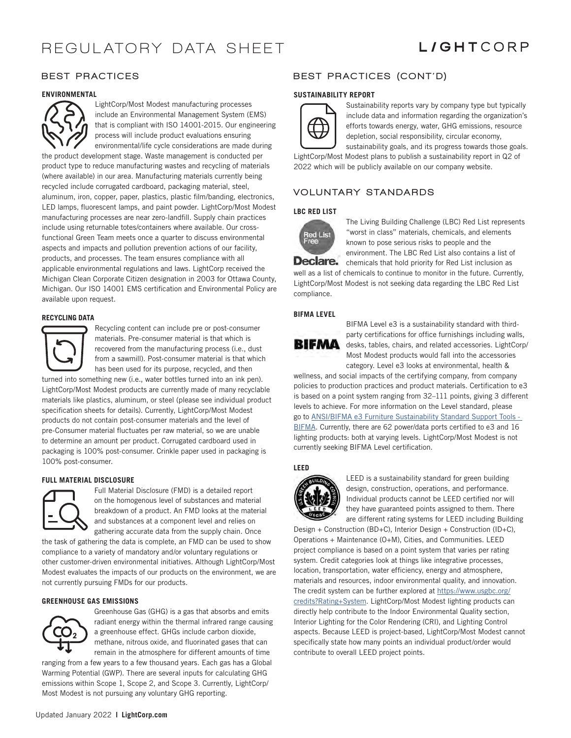# REGULATORY DATA SHEET

LIGHTCORP

## BEST PRACTICES

### ENVIRONMENTAL

LightCorp/Most Modest manufacturing processes include an Environmental Management System (EMS) that is compliant with ISO 14001-2015. Our engineering process will include product evaluations ensuring environmental/life cycle considerations are made during the product development stage. Waste management is conducted per product type to reduce manufacturing wastes and recycling of materials (where available) in our area. Manufacturing materials currently being recycled include corrugated cardboard, packaging material, steel, aluminum, iron, copper, paper, plastics, plastic film/banding, electronics, LED lamps, fluorescent lamps, and paint powder. LightCorp/Most Modest manufacturing processes are near zero-landfill. Supply chain practices include using returnable totes/containers where available. Our cross-functional Green Team meets once a quarter to discuss environmental aspects and impacts and pollution prevention actions of our facility, products, and processes. The team ensures compliance with all applicable environmental regulations and laws. LightCorp received the Michigan Clean Corporate Citizen designation in 2003 for Ottawa County, Michigan. Our ISO 14001 EMS certification and Environmental Policy are available upon request.

### RECYCLING DATA

Recycling content can include pre or post-consumer materials. Pre-consumer material is that which is recovered from the manufacturing process (i.e., dust from a sawmill). Post-consumer material is that which has been used for its purpose, recycled, and then turned into something new (i.e., water bottles turned into an ink pen). LightCorp/Most Modest products are currently made of many recyclable materials like plastics, aluminum, or steel (please see individual product specification sheets for details). Currently, LightCorp/Most Modest products do not contain post-consumer materials and the level of pre-Consumer material fluctuates per raw material, so we are unable to determine an amount per product. Corrugated cardboard used in packaging is 100% post-consumer. Crinkle paper used in packaging is 100% post-consumer.

### FULL MATERIAL DISCLOSURE

Full Material Disclosure (FMD) is a detailed report on the homogenous level of substances and material breakdown of a product. An FMD looks at the material and substances at a component level and relies on gathering accurate data from the supply chain. Once the task of gathering the data is complete, an FMD can be used to show compliance to a variety of mandatory and/or voluntary regulations or other customer-driven environmental initiatives. Although LightCorp/Most Modest evaluates the impacts of our products on the environment, we are not currently pursuing FMDs for our products.

### GREENHOUSE GAS EMISSIONS

Greenhouse Gas (GHG) is a gas that absorbs and emits radiant energy within the thermal infrared range causing a greenhouse effect. GHGs include carbon dioxide, methane, nitrous oxide, and fluorinated gases that can remain in the atmosphere for different amounts of time ranging from a few years to a few thousand years. Each gas has a Global Warming Potential (GWP). There are several inputs for calculating GHG emissions within Scope 1, Scope 2, and Scope 3. Currently, LightCorp/Most Modest is not pursuing any voluntary GHG reporting.

## BEST PRACTICES (CONT'D)

### SUSTAINABILITY REPORT

Sustainability reports vary by company type but typically include data and information regarding the organization's efforts towards energy, water, GHG emissions, resource depletion, social responsibility, circular economy, sustainability goals, and its progress towards those goals. LightCorp/Most Modest plans to publish a sustainability report in Q2 of 2022 which will be publicly available on our company website.

## VOLUNTARY STANDARDS

### LBC RED LIST

The Living Building Challenge (LBC) Red List represents "worst in class" materials, chemicals, and elements known to pose serious risks to people and the environment. The LBC Red List also contains a list of chemicals that hold priority for Red List inclusion as well as a list of chemicals to continue to monitor in the future. Currently, LightCorp/Most Modest is not seeking data regarding the LBC Red List compliance.

### BIFMA LEVEL

BIFMA Level e3 is a sustainability standard with third-party certifications for office furnishings including walls, desks, tables, chairs, and related accessories. LightCorp/Most Modest products would fall into the accessories category. Level e3 looks at environmental, health & wellness, and social impacts of the certifying company, from company policies to production practices and product materials. Certification to e3 is based on a point system ranging from 32–111 points, giving 3 different levels to achieve. For more information on the Level standard, please go to ANSI/BIFMA e3 Furniture Sustainability Standard Support Tools - BIFMA. Currently, there are 62 power/data ports certified to e3 and 16 lighting products: both at varying levels. LightCorp/Most Modest is not currently seeking BIFMA Level certification.

### LEED

LEED is a sustainability standard for green building design, construction, operations, and performance. Individual products cannot be LEED certified nor will they have guaranteed points assigned to them. There are different rating systems for LEED including Building Design + Construction (BD+C), Interior Design + Construction (ID+C), Operations + Maintenance (O+M), Cities, and Communities. LEED project compliance is based on a point system that varies per rating system. Credit categories look at things like integrative processes, location, transportation, water efficiency, energy and atmosphere, materials and resources, indoor environmental quality, and innovation. The credit system can be further explored at https://www.usgbc.org/credits?Rating+System. LightCorp/Most Modest lighting products can directly help contribute to the Indoor Environmental Quality section, Interior Lighting for the Color Rendering (CRI), and Lighting Control aspects. Because LEED is project-based, LightCorp/Most Modest cannot specifically state how many points an individual product/order would contribute to overall LEED project points.

Updated January 2022 | **LightCorp.com**